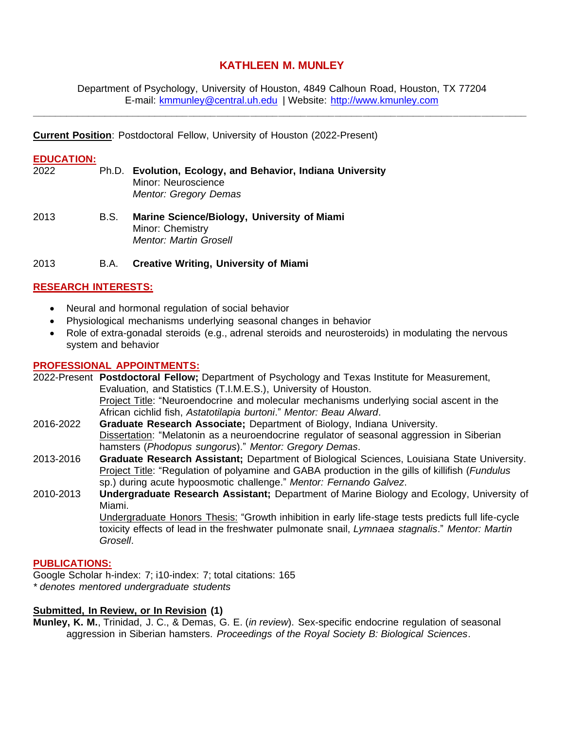# KATHLEEN M. MUNLEY

Department of Psychology, University of Houston, 4849 Calhoun Road, Houston, TX 77204
E-mail: [kmmunley@central.uh.edu](mailto:kmmunley@central.uh.edu) | Website: [http://www.kmunley.com](http://www.kmunley.com)

---

**Current Position**: Postdoctoral Fellow, University of Houston (2022-Present)

## EDUCATION:

2022 Ph.D. **Evolution, Ecology, and Behavior, Indiana University**
Minor: Neuroscience
*Mentor: Gregory Demas*

2013 B.S. **Marine Science/Biology, University of Miami**
Minor: Chemistry
*Mentor: Martin Grosell*

2013 B.A. **Creative Writing, University of Miami**

## RESEARCH INTERESTS:

- Neural and hormonal regulation of social behavior
- Physiological mechanisms underlying seasonal changes in behavior
- Role of extra-gonadal steroids (e.g., adrenal steroids and neurosteroids) in modulating the nervous system and behavior

## PROFESSIONAL APPOINTMENTS:

2022-Present **Postdoctoral Fellow;** Department of Psychology and Texas Institute for Measurement, Evaluation, and Statistics (T.I.M.E.S.), University of Houston.
Project Title: "Neuroendocrine and molecular mechanisms underlying social ascent in the African cichlid fish, *Astatotilapia burtoni*." *Mentor: Beau Alward*.

2016-2022 **Graduate Research Associate;** Department of Biology, Indiana University.
Dissertation: "Melatonin as a neuroendocrine regulator of seasonal aggression in Siberian hamsters (*Phodopus sungorus*)." *Mentor: Gregory Demas*.

2013-2016 **Graduate Research Assistant;** Department of Biological Sciences, Louisiana State University.
Project Title: "Regulation of polyamine and GABA production in the gills of killifish (*Fundulus* sp.) during acute hypoosmotic challenge." *Mentor: Fernando Galvez*.

2010-2013 **Undergraduate Research Assistant;** Department of Marine Biology and Ecology, University of Miami.
Undergraduate Honors Thesis: "Growth inhibition in early life-stage tests predicts full life-cycle toxicity effects of lead in the freshwater pulmonate snail, *Lymnaea stagnalis*." *Mentor: Martin Grosell*.

## PUBLICATIONS:

Google Scholar h-index: 7; i10-index: 7; total citations: 165
*\* denotes mentored undergraduate students*

### Submitted, In Review, or In Revision (1)

**Munley, K. M.**, Trinidad, J. C., & Demas, G. E. (*in review*). Sex-specific endocrine regulation of seasonal aggression in Siberian hamsters. *Proceedings of the Royal Society B: Biological Sciences*.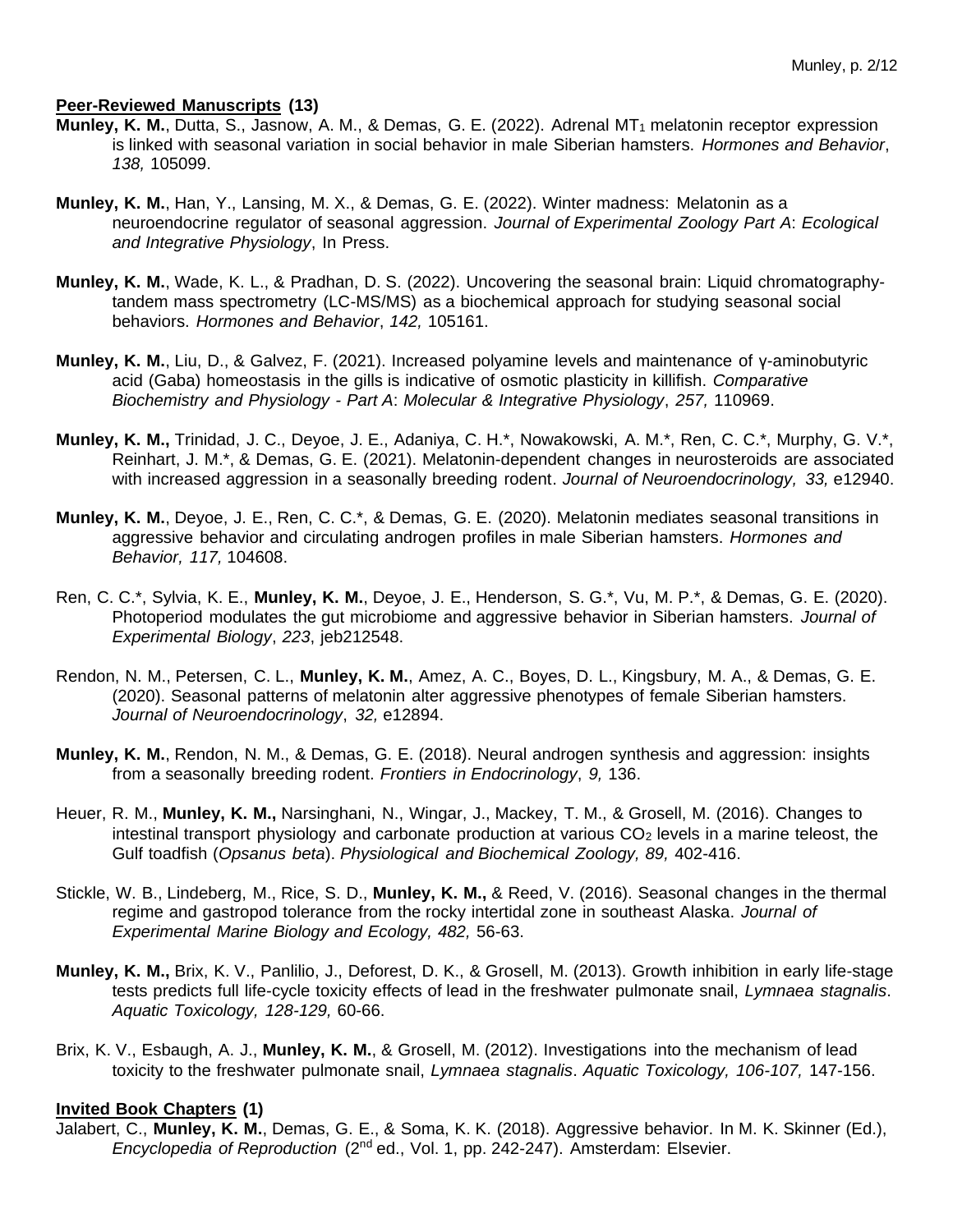**Peer-Reviewed Manuscripts (13)**

**Munley, K. M.**, Dutta, S., Jasnow, A. M., & Demas, G. E. (2022). Adrenal $MT_1$ melatonin receptor expression is linked with seasonal variation in social behavior in male Siberian hamsters. *Hormones and Behavior*, *138,* 105099.

**Munley, K. M.**, Han, Y., Lansing, M. X., & Demas, G. E. (2022). Winter madness: Melatonin as a neuroendocrine regulator of seasonal aggression. *Journal of Experimental Zoology Part A*: *Ecological and Integrative Physiology*, In Press.

**Munley, K. M.**, Wade, K. L., & Pradhan, D. S. (2022). Uncovering the seasonal brain: Liquid chromatography-tandem mass spectrometry (LC-MS/MS) as a biochemical approach for studying seasonal social behaviors. *Hormones and Behavior*, *142,* 105161.

**Munley, K. M.**, Liu, D., & Galvez, F. (2021). Increased polyamine levels and maintenance of γ-aminobutyric acid (Gaba) homeostasis in the gills is indicative of osmotic plasticity in killifish. *Comparative Biochemistry and Physiology - Part A*: *Molecular & Integrative Physiology*, *257,* 110969.

**Munley, K. M.,** Trinidad, J. C., Deyoe, J. E., Adaniya, C. H.*, Nowakowski, A. M.*, Ren, C. C.*, Murphy, G. V.*, Reinhart, J. M.*, & Demas, G. E. (2021). Melatonin-dependent changes in neurosteroids are associated with increased aggression in a seasonally breeding rodent. *Journal of Neuroendocrinology, 33,* e12940.

**Munley, K. M.**, Deyoe, J. E., Ren, C. C.*, & Demas, G. E. (2020). Melatonin mediates seasonal transitions in aggressive behavior and circulating androgen profiles in male Siberian hamsters. *Hormones and Behavior, 117,* 104608.

Ren, C. C.*, Sylvia, K. E., **Munley, K. M.**, Deyoe, J. E., Henderson, S. G.*, Vu, M. P.*, & Demas, G. E. (2020). Photoperiod modulates the gut microbiome and aggressive behavior in Siberian hamsters. *Journal of Experimental Biology*, *223*, jeb212548.

Rendon, N. M., Petersen, C. L., **Munley, K. M.**, Amez, A. C., Boyes, D. L., Kingsbury, M. A., & Demas, G. E. (2020). Seasonal patterns of melatonin alter aggressive phenotypes of female Siberian hamsters. *Journal of Neuroendocrinology*, *32,* e12894.

**Munley, K. M.**, Rendon, N. M., & Demas, G. E. (2018). Neural androgen synthesis and aggression: insights from a seasonally breeding rodent. *Frontiers in Endocrinology*, *9,* 136.

Heuer, R. M., **Munley, K. M.,** Narsinghani, N., Wingar, J., Mackey, T. M., & Grosell, M. (2016). Changes to intestinal transport physiology and carbonate production at various $CO_2$ levels in a marine teleost, the Gulf toadfish (*Opsanus beta*). *Physiological and Biochemical Zoology, 89,* 402-416.

Stickle, W. B., Lindeberg, M., Rice, S. D., **Munley, K. M.,** & Reed, V. (2016). Seasonal changes in the thermal regime and gastropod tolerance from the rocky intertidal zone in southeast Alaska. *Journal of Experimental Marine Biology and Ecology, 482,* 56-63.

**Munley, K. M.,** Brix, K. V., Panlilio, J., Deforest, D. K., & Grosell, M. (2013). Growth inhibition in early life-stage tests predicts full life-cycle toxicity effects of lead in the freshwater pulmonate snail, *Lymnaea stagnalis*. *Aquatic Toxicology, 128-129,* 60-66.

Brix, K. V., Esbaugh, A. J., **Munley, K. M.**, & Grosell, M. (2012). Investigations into the mechanism of lead toxicity to the freshwater pulmonate snail, *Lymnaea stagnalis*. *Aquatic Toxicology, 106-107,* 147-156.

**Invited Book Chapters (1)**

Jalabert, C., **Munley, K. M.**, Demas, G. E., & Soma, K. K. (2018). Aggressive behavior. In M. K. Skinner (Ed.), *Encyclopedia of Reproduction* (2nd ed., Vol. 1, pp. 242-247). Amsterdam: Elsevier.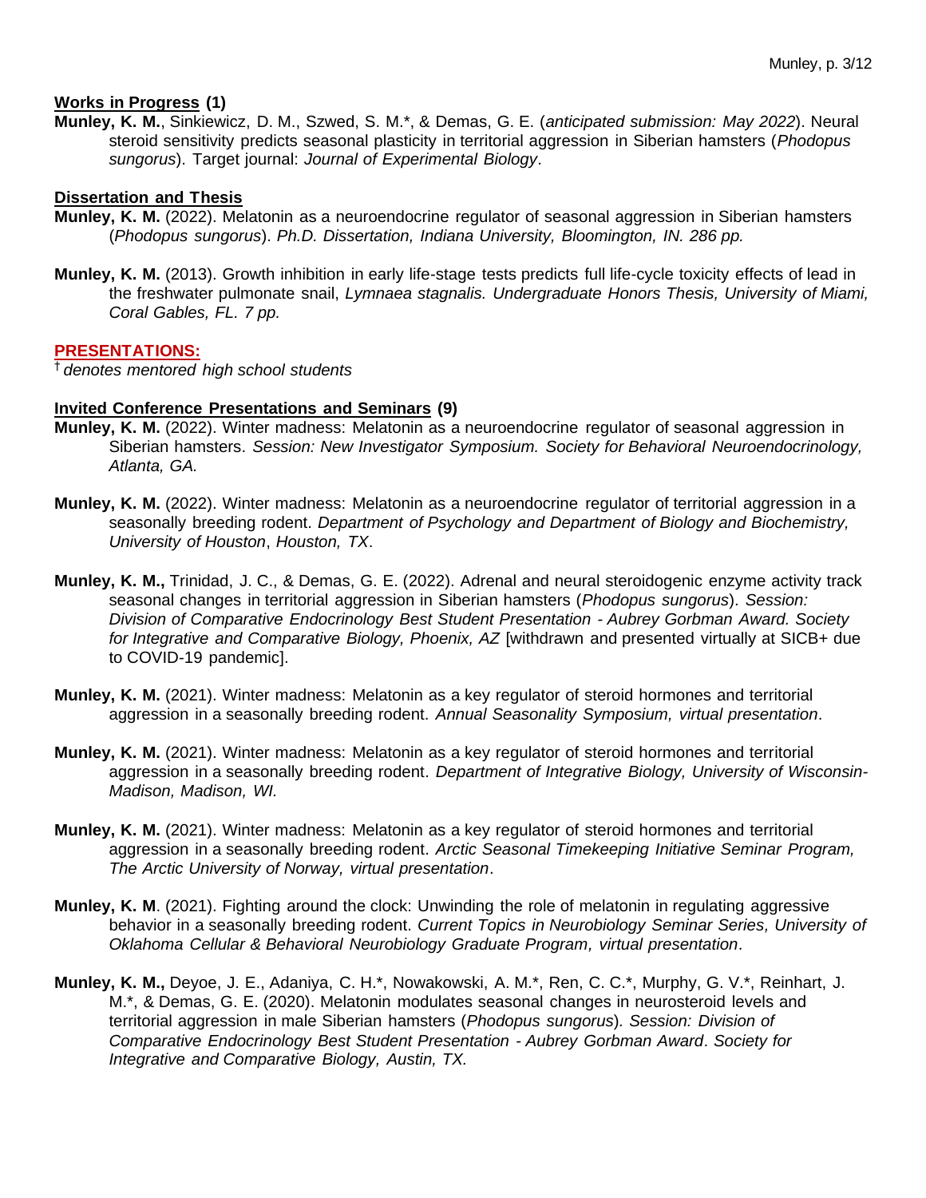**Works in Progress (1)**

**Munley, K. M.**, Sinkiewicz, D. M., Szwed, S. M.*, & Demas, G. E. (*anticipated submission: May 2022*). Neural steroid sensitivity predicts seasonal plasticity in territorial aggression in Siberian hamsters (*Phodopus sungorus*). Target journal: *Journal of Experimental Biology*.

**Dissertation and Thesis**

**Munley, K. M.** (2022). Melatonin as a neuroendocrine regulator of seasonal aggression in Siberian hamsters (*Phodopus sungorus*). *Ph.D. Dissertation, Indiana University, Bloomington, IN. 286 pp.*

**Munley, K. M.** (2013). Growth inhibition in early life-stage tests predicts full life-cycle toxicity effects of lead in the freshwater pulmonate snail, *Lymnaea stagnalis. Undergraduate Honors Thesis, University of Miami, Coral Gables, FL. 7 pp.*

## PRESENTATIONS:

† *denotes mentored high school students*

**Invited Conference Presentations and Seminars (9)**

**Munley, K. M.** (2022). Winter madness: Melatonin as a neuroendocrine regulator of seasonal aggression in Siberian hamsters. *Session: New Investigator Symposium. Society for Behavioral Neuroendocrinology, Atlanta, GA.*

**Munley, K. M.** (2022). Winter madness: Melatonin as a neuroendocrine regulator of territorial aggression in a seasonally breeding rodent. *Department of Psychology and Department of Biology and Biochemistry, University of Houston*, *Houston, TX*.

**Munley, K. M.,** Trinidad, J. C., & Demas, G. E. (2022). Adrenal and neural steroidogenic enzyme activity track seasonal changes in territorial aggression in Siberian hamsters (*Phodopus sungorus*). *Session: Division of Comparative Endocrinology Best Student Presentation - Aubrey Gorbman Award. Society for Integrative and Comparative Biology, Phoenix, AZ* [withdrawn and presented virtually at SICB+ due to COVID-19 pandemic].

**Munley, K. M.** (2021). Winter madness: Melatonin as a key regulator of steroid hormones and territorial aggression in a seasonally breeding rodent. *Annual Seasonality Symposium, virtual presentation*.

**Munley, K. M.** (2021). Winter madness: Melatonin as a key regulator of steroid hormones and territorial aggression in a seasonally breeding rodent. *Department of Integrative Biology, University of Wisconsin-Madison, Madison, WI.*

**Munley, K. M.** (2021). Winter madness: Melatonin as a key regulator of steroid hormones and territorial aggression in a seasonally breeding rodent. *Arctic Seasonal Timekeeping Initiative Seminar Program, The Arctic University of Norway, virtual presentation*.

**Munley, K. M**. (2021). Fighting around the clock: Unwinding the role of melatonin in regulating aggressive behavior in a seasonally breeding rodent. *Current Topics in Neurobiology Seminar Series, University of Oklahoma Cellular & Behavioral Neurobiology Graduate Program, virtual presentation*.

**Munley, K. M.,** Deyoe, J. E., Adaniya, C. H.*, Nowakowski, A. M.*, Ren, C. C.*, Murphy, G. V.*, Reinhart, J. M.*, & Demas, G. E. (2020). Melatonin modulates seasonal changes in neurosteroid levels and territorial aggression in male Siberian hamsters (*Phodopus sungorus*)*. Session: Division of Comparative Endocrinology Best Student Presentation - Aubrey Gorbman Award*. *Society for Integrative and Comparative Biology, Austin, TX.*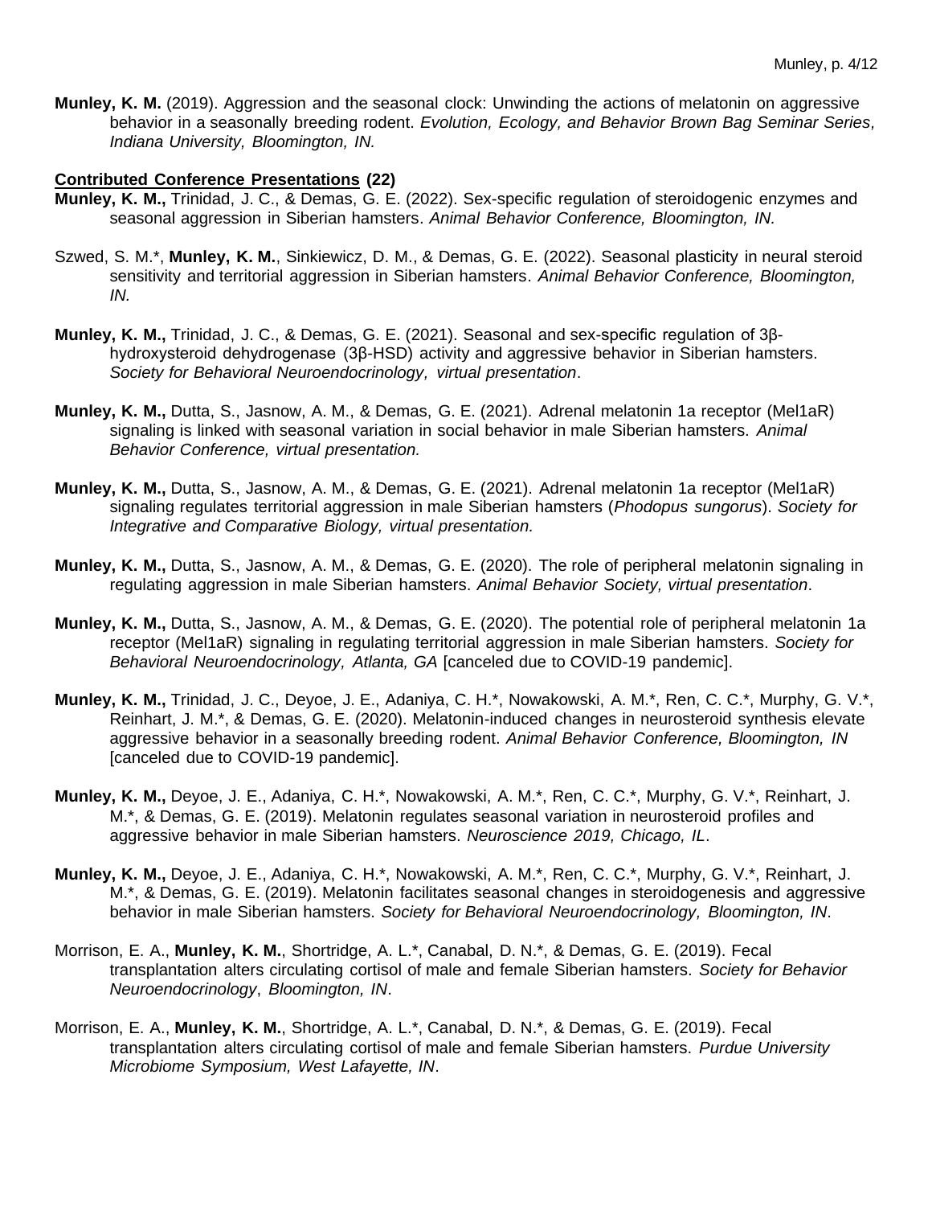**Munley, K. M.** (2019). Aggression and the seasonal clock: Unwinding the actions of melatonin on aggressive behavior in a seasonally breeding rodent. *Evolution, Ecology, and Behavior Brown Bag Seminar Series, Indiana University, Bloomington, IN.*

**Contributed Conference Presentations (22)**

**Munley, K. M.,** Trinidad, J. C., & Demas, G. E. (2022). Sex-specific regulation of steroidogenic enzymes and seasonal aggression in Siberian hamsters. *Animal Behavior Conference, Bloomington, IN.*

Szwed, S. M.*, **Munley, K. M.**, Sinkiewicz, D. M., & Demas, G. E. (2022). Seasonal plasticity in neural steroid sensitivity and territorial aggression in Siberian hamsters. *Animal Behavior Conference, Bloomington, IN.*

**Munley, K. M.,** Trinidad, J. C., & Demas, G. E. (2021). Seasonal and sex-specific regulation of 3β-hydroxysteroid dehydrogenase (3β-HSD) activity and aggressive behavior in Siberian hamsters. *Society for Behavioral Neuroendocrinology, virtual presentation*.

**Munley, K. M.,** Dutta, S., Jasnow, A. M., & Demas, G. E. (2021). Adrenal melatonin 1a receptor (Mel1aR) signaling is linked with seasonal variation in social behavior in male Siberian hamsters. *Animal Behavior Conference, virtual presentation.*

**Munley, K. M.,** Dutta, S., Jasnow, A. M., & Demas, G. E. (2021). Adrenal melatonin 1a receptor (Mel1aR) signaling regulates territorial aggression in male Siberian hamsters (*Phodopus sungorus*). *Society for Integrative and Comparative Biology, virtual presentation.*

**Munley, K. M.,** Dutta, S., Jasnow, A. M., & Demas, G. E. (2020). The role of peripheral melatonin signaling in regulating aggression in male Siberian hamsters. *Animal Behavior Society, virtual presentation*.

**Munley, K. M.,** Dutta, S., Jasnow, A. M., & Demas, G. E. (2020). The potential role of peripheral melatonin 1a receptor (Mel1aR) signaling in regulating territorial aggression in male Siberian hamsters. *Society for Behavioral Neuroendocrinology, Atlanta, GA* [canceled due to COVID-19 pandemic].

**Munley, K. M.,** Trinidad, J. C., Deyoe, J. E., Adaniya, C. H.*, Nowakowski, A. M.*, Ren, C. C.*, Murphy, G. V.*, Reinhart, J. M.*, & Demas, G. E. (2020). Melatonin-induced changes in neurosteroid synthesis elevate aggressive behavior in a seasonally breeding rodent. *Animal Behavior Conference, Bloomington, IN* [canceled due to COVID-19 pandemic].

**Munley, K. M.,** Deyoe, J. E., Adaniya, C. H.*, Nowakowski, A. M.*, Ren, C. C.*, Murphy, G. V.*, Reinhart, J. M.*, & Demas, G. E. (2019). Melatonin regulates seasonal variation in neurosteroid profiles and aggressive behavior in male Siberian hamsters. *Neuroscience 2019, Chicago, IL*.

**Munley, K. M.,** Deyoe, J. E., Adaniya, C. H.*, Nowakowski, A. M.*, Ren, C. C.*, Murphy, G. V.*, Reinhart, J. M.*, & Demas, G. E. (2019). Melatonin facilitates seasonal changes in steroidogenesis and aggressive behavior in male Siberian hamsters. *Society for Behavioral Neuroendocrinology, Bloomington, IN*.

Morrison, E. A., **Munley, K. M.**, Shortridge, A. L.*, Canabal, D. N.*, & Demas, G. E. (2019). Fecal transplantation alters circulating cortisol of male and female Siberian hamsters. *Society for Behavior Neuroendocrinology*, *Bloomington, IN*.

Morrison, E. A., **Munley, K. M.**, Shortridge, A. L.*, Canabal, D. N.*, & Demas, G. E. (2019). Fecal transplantation alters circulating cortisol of male and female Siberian hamsters. *Purdue University Microbiome Symposium, West Lafayette, IN*.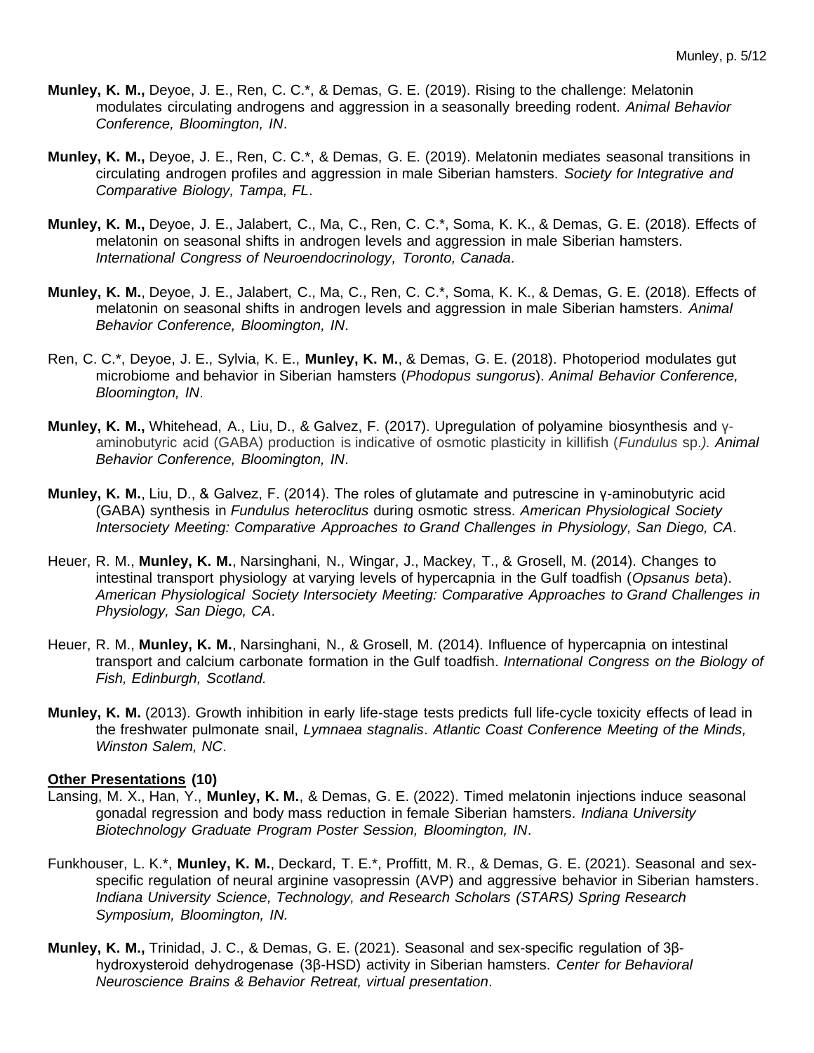**Munley, K. M.,** Deyoe, J. E., Ren, C. C.*, & Demas, G. E. (2019). Rising to the challenge: Melatonin modulates circulating androgens and aggression in a seasonally breeding rodent. *Animal Behavior Conference, Bloomington, IN*.

**Munley, K. M.,** Deyoe, J. E., Ren, C. C.*, & Demas, G. E. (2019). Melatonin mediates seasonal transitions in circulating androgen profiles and aggression in male Siberian hamsters. *Society for Integrative and Comparative Biology, Tampa, FL*.

**Munley, K. M.,** Deyoe, J. E., Jalabert, C., Ma, C., Ren, C. C.*, Soma, K. K., & Demas, G. E. (2018). Effects of melatonin on seasonal shifts in androgen levels and aggression in male Siberian hamsters. *International Congress of Neuroendocrinology, Toronto, Canada*.

**Munley, K. M.**, Deyoe, J. E., Jalabert, C., Ma, C., Ren, C. C.*, Soma, K. K., & Demas, G. E. (2018). Effects of melatonin on seasonal shifts in androgen levels and aggression in male Siberian hamsters. *Animal Behavior Conference, Bloomington, IN*.

Ren, C. C.*, Deyoe, J. E., Sylvia, K. E., **Munley, K. M.**, & Demas, G. E. (2018). Photoperiod modulates gut microbiome and behavior in Siberian hamsters (*Phodopus sungorus*). *Animal Behavior Conference, Bloomington, IN*.

**Munley, K. M.,** Whitehead, A., Liu, D., & Galvez, F. (2017). Upregulation of polyamine biosynthesis and γ-aminobutyric acid (GABA) production is indicative of osmotic plasticity in killifish (*Fundulus* sp.*). Animal Behavior Conference, Bloomington, IN*.

**Munley, K. M.**, Liu, D., & Galvez, F. (2014). The roles of glutamate and putrescine in γ-aminobutyric acid (GABA) synthesis in *Fundulus heteroclitus* during osmotic stress. *American Physiological Society Intersociety Meeting: Comparative Approaches to Grand Challenges in Physiology, San Diego, CA*.

Heuer, R. M., **Munley, K. M.**, Narsinghani, N., Wingar, J., Mackey, T., & Grosell, M. (2014). Changes to intestinal transport physiology at varying levels of hypercapnia in the Gulf toadfish (*Opsanus beta*). *American Physiological Society Intersociety Meeting: Comparative Approaches to Grand Challenges in Physiology, San Diego, CA*.

Heuer, R. M., **Munley, K. M.**, Narsinghani, N., & Grosell, M. (2014). Influence of hypercapnia on intestinal transport and calcium carbonate formation in the Gulf toadfish. *International Congress on the Biology of Fish, Edinburgh, Scotland.*

**Munley, K. M.** (2013). Growth inhibition in early life-stage tests predicts full life-cycle toxicity effects of lead in the freshwater pulmonate snail, *Lymnaea stagnalis*. *Atlantic Coast Conference Meeting of the Minds, Winston Salem, NC*.

## **Other Presentations (10)**

Lansing, M. X., Han, Y., **Munley, K. M.**, & Demas, G. E. (2022). Timed melatonin injections induce seasonal gonadal regression and body mass reduction in female Siberian hamsters. *Indiana University Biotechnology Graduate Program Poster Session, Bloomington, IN*.

Funkhouser, L. K.*, **Munley, K. M.**, Deckard, T. E.*, Proffitt, M. R., & Demas, G. E. (2021). Seasonal and sex-specific regulation of neural arginine vasopressin (AVP) and aggressive behavior in Siberian hamsters. *Indiana University Science, Technology, and Research Scholars (STARS) Spring Research Symposium, Bloomington, IN.*

**Munley, K. M.,** Trinidad, J. C., & Demas, G. E. (2021). Seasonal and sex-specific regulation of 3β-hydroxysteroid dehydrogenase (3β-HSD) activity in Siberian hamsters. *Center for Behavioral Neuroscience Brains & Behavior Retreat, virtual presentation*.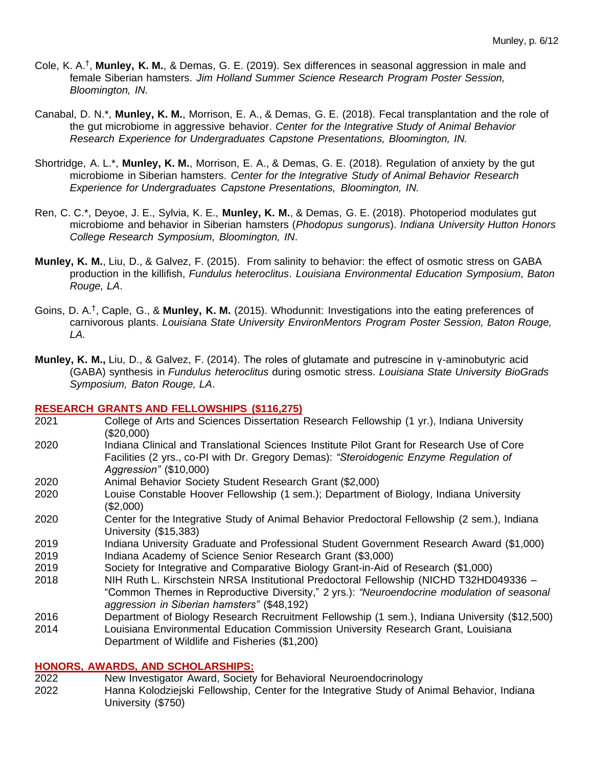Cole, K. A.[†], **Munley, K. M.**, & Demas, G. E. (2019). Sex differences in seasonal aggression in male and female Siberian hamsters. *Jim Holland Summer Science Research Program Poster Session, Bloomington, IN.*

Canabal, D. N.*, **Munley, K. M.**, Morrison, E. A., & Demas, G. E. (2018). Fecal transplantation and the role of the gut microbiome in aggressive behavior. *Center for the Integrative Study of Animal Behavior Research Experience for Undergraduates Capstone Presentations, Bloomington, IN.*

Shortridge, A. L.*, **Munley, K. M.**, Morrison, E. A., & Demas, G. E. (2018). Regulation of anxiety by the gut microbiome in Siberian hamsters. *Center for the Integrative Study of Animal Behavior Research Experience for Undergraduates Capstone Presentations, Bloomington, IN.*

Ren, C. C.*, Deyoe, J. E., Sylvia, K. E., **Munley, K. M.**, & Demas, G. E. (2018). Photoperiod modulates gut microbiome and behavior in Siberian hamsters (*Phodopus sungorus*). *Indiana University Hutton Honors College Research Symposium, Bloomington, IN*.

**Munley, K. M.**, Liu, D., & Galvez, F. (2015). From salinity to behavior: the effect of osmotic stress on GABA production in the killifish, *Fundulus heteroclitus*. *Louisiana Environmental Education Symposium, Baton Rouge, LA*.

Goins, D. A.[†], Caple, G., & **Munley, K. M.** (2015). Whodunnit: Investigations into the eating preferences of carnivorous plants. *Louisiana State University EnvironMentors Program Poster Session, Baton Rouge, LA.*

**Munley, K. M.,** Liu, D., & Galvez, F. (2014). The roles of glutamate and putrescine in γ-aminobutyric acid (GABA) synthesis in *Fundulus heteroclitus* during osmotic stress. *Louisiana State University BioGrads Symposium, Baton Rouge, LA*.

## RESEARCH GRANTS AND FELLOWSHIPS ($116,275)

| | |
|---|---|
| 2021 | College of Arts and Sciences Dissertation Research Fellowship (1 yr.), Indiana University ($20,000) |
| 2020 | Indiana Clinical and Translational Sciences Institute Pilot Grant for Research Use of Core Facilities (2 yrs., co-PI with Dr. Gregory Demas): *"Steroidogenic Enzyme Regulation of Aggression"* ($10,000) |
| 2020 | Animal Behavior Society Student Research Grant ($2,000) |
| 2020 | Louise Constable Hoover Fellowship (1 sem.); Department of Biology, Indiana University ($2,000) |
| 2020 | Center for the Integrative Study of Animal Behavior Predoctoral Fellowship (2 sem.), Indiana University ($15,383) |
| 2019 | Indiana University Graduate and Professional Student Government Research Award ($1,000) |
| 2019 | Indiana Academy of Science Senior Research Grant ($3,000) |
| 2019 | Society for Integrative and Comparative Biology Grant-in-Aid of Research ($1,000) |
| 2018 | NIH Ruth L. Kirschstein NRSA Institutional Predoctoral Fellowship (NICHD T32HD049336 – "Common Themes in Reproductive Diversity," 2 yrs.): *"Neuroendocrine modulation of seasonal aggression in Siberian hamsters"* ($48,192) |
| 2016 | Department of Biology Research Recruitment Fellowship (1 sem.), Indiana University ($12,500) |
| 2014 | Louisiana Environmental Education Commission University Research Grant, Louisiana Department of Wildlife and Fisheries ($1,200) |

## HONORS, AWARDS, AND SCHOLARSHIPS:

| | |
|---|---|
| 2022 | New Investigator Award, Society for Behavioral Neuroendocrinology |
| 2022 | Hanna Kolodziejski Fellowship, Center for the Integrative Study of Animal Behavior, Indiana University ($750) |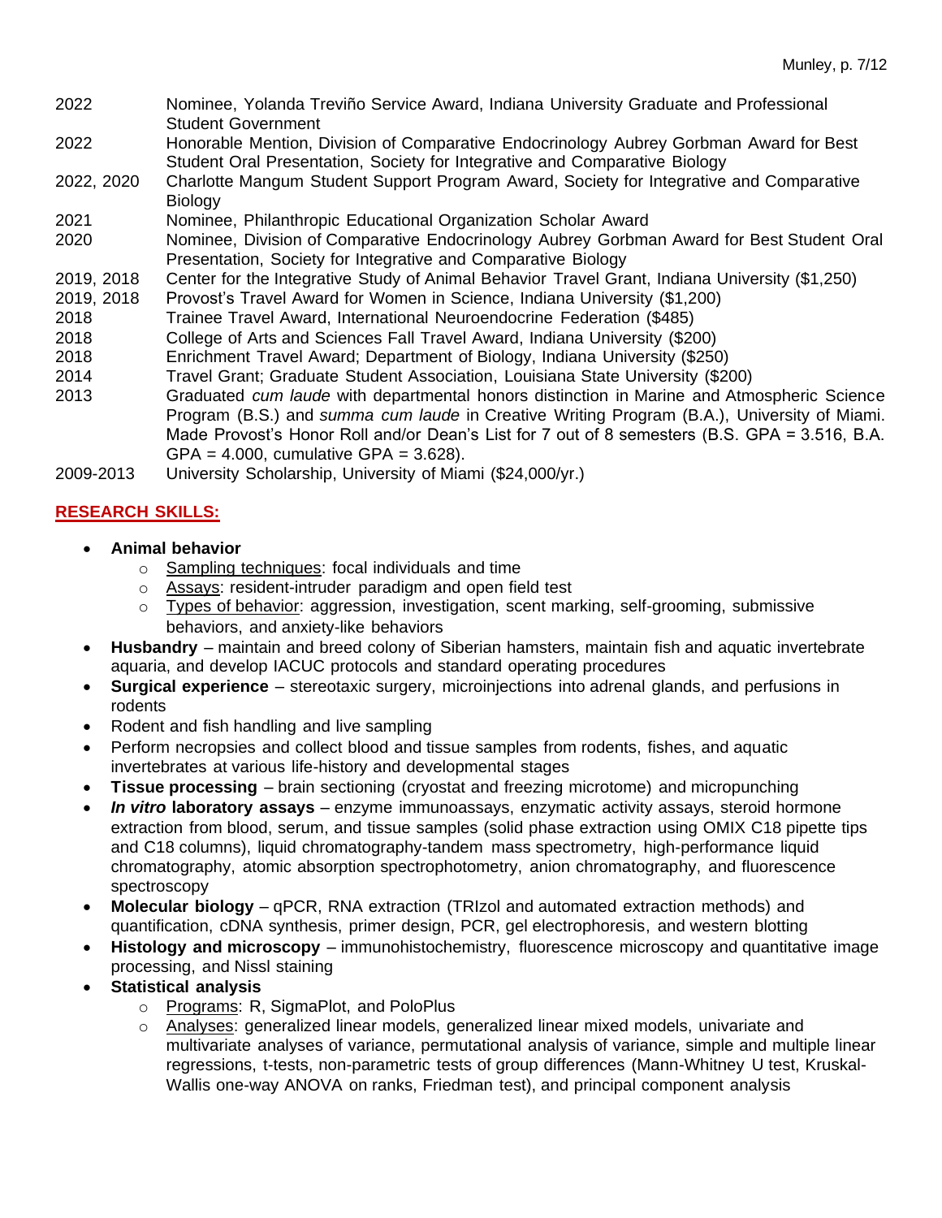| | |
|---|---|
| 2022 | Nominee, Yolanda Treviño Service Award, Indiana University Graduate and Professional Student Government |
| 2022 | Honorable Mention, Division of Comparative Endocrinology Aubrey Gorbman Award for Best Student Oral Presentation, Society for Integrative and Comparative Biology |
| 2022, 2020 | Charlotte Mangum Student Support Program Award, Society for Integrative and Comparative Biology |
| 2021 | Nominee, Philanthropic Educational Organization Scholar Award |
| 2020 | Nominee, Division of Comparative Endocrinology Aubrey Gorbman Award for Best Student Oral Presentation, Society for Integrative and Comparative Biology |
| 2019, 2018 | Center for the Integrative Study of Animal Behavior Travel Grant, Indiana University ($1,250) |
| 2019, 2018 | Provost's Travel Award for Women in Science, Indiana University ($1,200) |
| 2018 | Trainee Travel Award, International Neuroendocrine Federation ($485) |
| 2018 | College of Arts and Sciences Fall Travel Award, Indiana University ($200) |
| 2018 | Enrichment Travel Award; Department of Biology, Indiana University ($250) |
| 2014 | Travel Grant; Graduate Student Association, Louisiana State University ($200) |
| 2013 | Graduated *cum laude* with departmental honors distinction in Marine and Atmospheric Science Program (B.S.) and *summa cum laude* in Creative Writing Program (B.A.), University of Miami. Made Provost's Honor Roll and/or Dean's List for 7 out of 8 semesters (B.S. GPA = 3.516, B.A. GPA = 4.000, cumulative GPA = 3.628). |
| 2009-2013 | University Scholarship, University of Miami ($24,000/yr.) |

## RESEARCH SKILLS:

- **Animal behavior**
  - Sampling techniques: focal individuals and time
  - Assays: resident-intruder paradigm and open field test
  - Types of behavior: aggression, investigation, scent marking, self-grooming, submissive behaviors, and anxiety-like behaviors
- **Husbandry** – maintain and breed colony of Siberian hamsters, maintain fish and aquatic invertebrate aquaria, and develop IACUC protocols and standard operating procedures
- **Surgical experience** – stereotaxic surgery, microinjections into adrenal glands, and perfusions in rodents
- Rodent and fish handling and live sampling
- Perform necropsies and collect blood and tissue samples from rodents, fishes, and aquatic invertebrates at various life-history and developmental stages
- **Tissue processing** – brain sectioning (cryostat and freezing microtome) and micropunching
- ***In vitro* laboratory assays** – enzyme immunoassays, enzymatic activity assays, steroid hormone extraction from blood, serum, and tissue samples (solid phase extraction using OMIX C18 pipette tips and C18 columns), liquid chromatography-tandem mass spectrometry, high-performance liquid chromatography, atomic absorption spectrophotometry, anion chromatography, and fluorescence spectroscopy
- **Molecular biology** – qPCR, RNA extraction (TRIzol and automated extraction methods) and quantification, cDNA synthesis, primer design, PCR, gel electrophoresis, and western blotting
- **Histology and microscopy** – immunohistochemistry, fluorescence microscopy and quantitative image processing, and Nissl staining
- **Statistical analysis**
  - Programs: R, SigmaPlot, and PoloPlus
  - Analyses: generalized linear models, generalized linear mixed models, univariate and multivariate analyses of variance, permutational analysis of variance, simple and multiple linear regressions, t-tests, non-parametric tests of group differences (Mann-Whitney U test, Kruskal-Wallis one-way ANOVA on ranks, Friedman test), and principal component analysis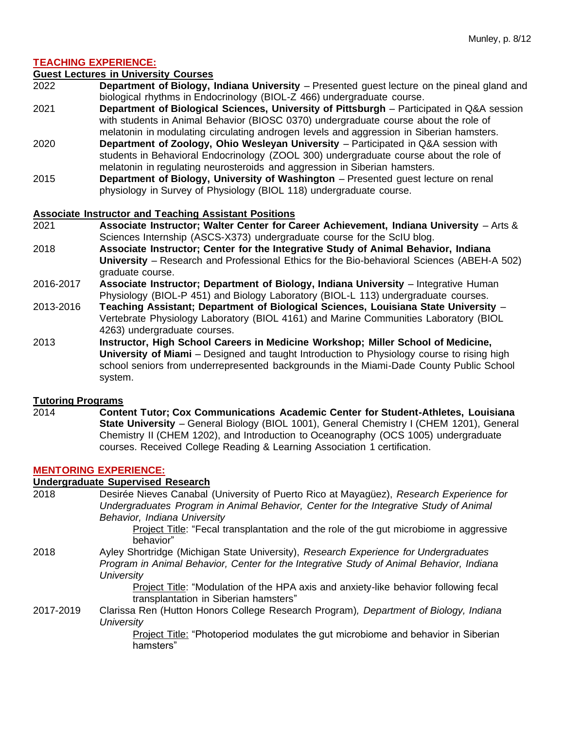## TEACHING EXPERIENCE:

### Guest Lectures in University Courses

2022 **Department of Biology, Indiana University** – Presented guest lecture on the pineal gland and biological rhythms in Endocrinology (BIOL-Z 466) undergraduate course.

2021 **Department of Biological Sciences, University of Pittsburgh** – Participated in Q&A session with students in Animal Behavior (BIOSC 0370) undergraduate course about the role of melatonin in modulating circulating androgen levels and aggression in Siberian hamsters.

2020 **Department of Zoology, Ohio Wesleyan University** – Participated in Q&A session with students in Behavioral Endocrinology (ZOOL 300) undergraduate course about the role of melatonin in regulating neurosteroids and aggression in Siberian hamsters.

2015 **Department of Biology, University of Washington** – Presented guest lecture on renal physiology in Survey of Physiology (BIOL 118) undergraduate course.

### Associate Instructor and Teaching Assistant Positions

2021 **Associate Instructor; Walter Center for Career Achievement, Indiana University** – Arts & Sciences Internship (ASCS-X373) undergraduate course for the ScIU blog.

2018 **Associate Instructor; Center for the Integrative Study of Animal Behavior, Indiana University** – Research and Professional Ethics for the Bio-behavioral Sciences (ABEH-A 502) graduate course.

2016-2017 **Associate Instructor; Department of Biology, Indiana University** – Integrative Human Physiology (BIOL-P 451) and Biology Laboratory (BIOL-L 113) undergraduate courses.

2013-2016 **Teaching Assistant; Department of Biological Sciences, Louisiana State University** – Vertebrate Physiology Laboratory (BIOL 4161) and Marine Communities Laboratory (BIOL 4263) undergraduate courses.

2013 **Instructor, High School Careers in Medicine Workshop; Miller School of Medicine, University of Miami** – Designed and taught Introduction to Physiology course to rising high school seniors from underrepresented backgrounds in the Miami-Dade County Public School system.

### Tutoring Programs

2014 **Content Tutor; Cox Communications Academic Center for Student-Athletes, Louisiana State University** – General Biology (BIOL 1001), General Chemistry I (CHEM 1201), General Chemistry II (CHEM 1202), and Introduction to Oceanography (OCS 1005) undergraduate courses. Received College Reading & Learning Association 1 certification.

## MENTORING EXPERIENCE:

### Undergraduate Supervised Research

2018 Desirée Nieves Canabal (University of Puerto Rico at Mayagüez), *Research Experience for Undergraduates Program in Animal Behavior, Center for the Integrative Study of Animal Behavior, Indiana University*

Project Title: "Fecal transplantation and the role of the gut microbiome in aggressive behavior"

2018 Ayley Shortridge (Michigan State University), *Research Experience for Undergraduates Program in Animal Behavior, Center for the Integrative Study of Animal Behavior, Indiana University*

Project Title: "Modulation of the HPA axis and anxiety-like behavior following fecal transplantation in Siberian hamsters"

2017-2019 Clarissa Ren (Hutton Honors College Research Program), *Department of Biology, Indiana University*

Project Title: "Photoperiod modulates the gut microbiome and behavior in Siberian hamsters"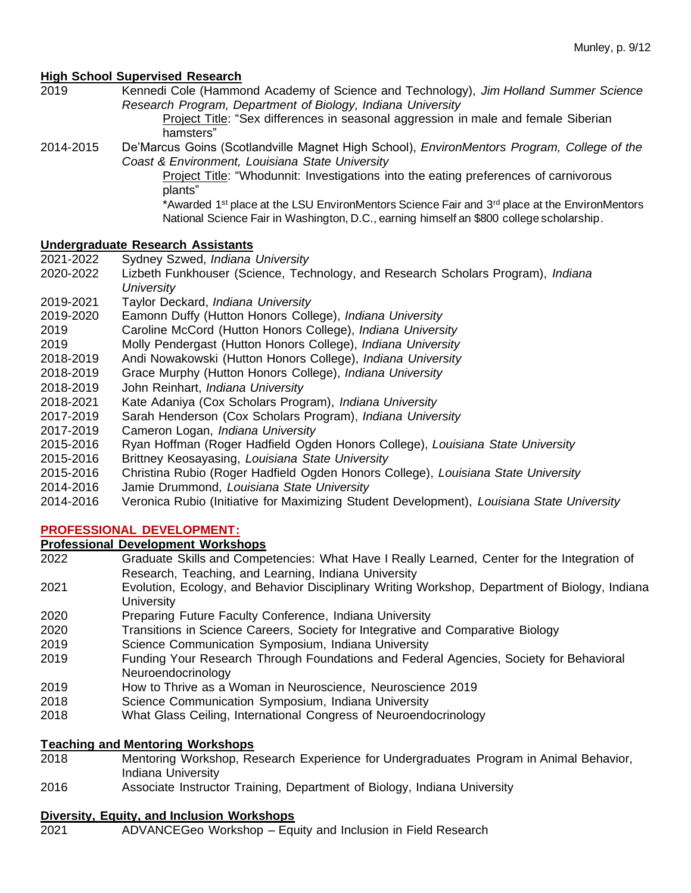### High School Supervised Research

2019 Kennedi Cole (Hammond Academy of Science and Technology), *Jim Holland Summer Science Research Program, Department of Biology, Indiana University*
Project Title: "Sex differences in seasonal aggression in male and female Siberian hamsters"

2014-2015 De'Marcus Goins (Scotlandville Magnet High School), *EnvironMentors Program, College of the Coast & Environment, Louisiana State University*
Project Title: "Whodunnit: Investigations into the eating preferences of carnivorous plants"
*Awarded 1st place at the LSU EnvironMentors Science Fair and 3rd place at the EnvironMentors National Science Fair in Washington, D.C., earning himself an $800 college scholarship.

### Undergraduate Research Assistants

- 2021-2022 Sydney Szwed, *Indiana University*
- 2020-2022 Lizbeth Funkhouser (Science, Technology, and Research Scholars Program), *Indiana University*
- 2019-2021 Taylor Deckard, *Indiana University*
- 2019-2020 Eamonn Duffy (Hutton Honors College), *Indiana University*
- 2019 Caroline McCord (Hutton Honors College), *Indiana University*
- 2019 Molly Pendergast (Hutton Honors College), *Indiana University*
- 2018-2019 Andi Nowakowski (Hutton Honors College), *Indiana University*
- 2018-2019 Grace Murphy (Hutton Honors College), *Indiana University*
- 2018-2019 John Reinhart, *Indiana University*
- 2018-2021 Kate Adaniya (Cox Scholars Program), *Indiana University*
- 2017-2019 Sarah Henderson (Cox Scholars Program), *Indiana University*
- 2017-2019 Cameron Logan, *Indiana University*
- 2015-2016 Ryan Hoffman (Roger Hadfield Ogden Honors College), *Louisiana State University*
- 2015-2016 Brittney Keosayasing, *Louisiana State University*
- 2015-2016 Christina Rubio (Roger Hadfield Ogden Honors College), *Louisiana State University*
- 2014-2016 Jamie Drummond, *Louisiana State University*
- 2014-2016 Veronica Rubio (Initiative for Maximizing Student Development), *Louisiana State University*

## PROFESSIONAL DEVELOPMENT:

### Professional Development Workshops

- 2022 Graduate Skills and Competencies: What Have I Really Learned, Center for the Integration of Research, Teaching, and Learning, Indiana University
- 2021 Evolution, Ecology, and Behavior Disciplinary Writing Workshop, Department of Biology, Indiana University
- 2020 Preparing Future Faculty Conference, Indiana University
- 2020 Transitions in Science Careers, Society for Integrative and Comparative Biology
- 2019 Science Communication Symposium, Indiana University
- 2019 Funding Your Research Through Foundations and Federal Agencies, Society for Behavioral Neuroendocrinology
- 2019 How to Thrive as a Woman in Neuroscience, Neuroscience 2019
- 2018 Science Communication Symposium, Indiana University
- 2018 What Glass Ceiling, International Congress of Neuroendocrinology

### Teaching and Mentoring Workshops

- 2018 Mentoring Workshop, Research Experience for Undergraduates Program in Animal Behavior, Indiana University
- 2016 Associate Instructor Training, Department of Biology, Indiana University

### Diversity, Equity, and Inclusion Workshops

- 2021 ADVANCEGeo Workshop – Equity and Inclusion in Field Research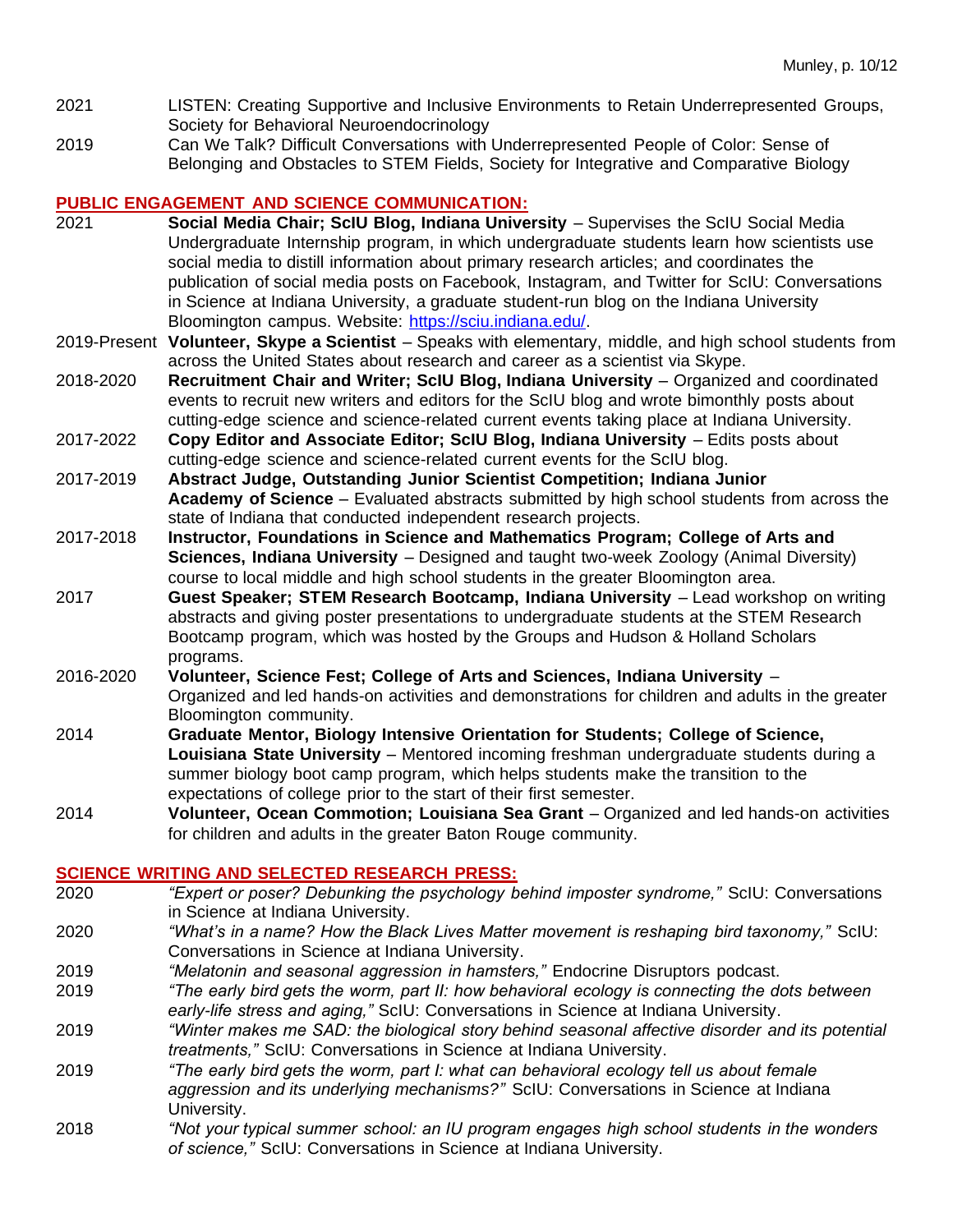2021 LISTEN: Creating Supportive and Inclusive Environments to Retain Underrepresented Groups, Society for Behavioral Neuroendocrinology

2019 Can We Talk? Difficult Conversations with Underrepresented People of Color: Sense of Belonging and Obstacles to STEM Fields, Society for Integrative and Comparative Biology

## PUBLIC ENGAGEMENT AND SCIENCE COMMUNICATION:

2021 **Social Media Chair; ScIU Blog, Indiana University** – Supervises the ScIU Social Media Undergraduate Internship program, in which undergraduate students learn how scientists use social media to distill information about primary research articles; and coordinates the publication of social media posts on Facebook, Instagram, and Twitter for ScIU: Conversations in Science at Indiana University, a graduate student-run blog on the Indiana University Bloomington campus. Website: [https://sciu.indiana.edu/](https://sciu.indiana.edu/).

2019-Present **Volunteer, Skype a Scientist** – Speaks with elementary, middle, and high school students from across the United States about research and career as a scientist via Skype.

2018-2020 **Recruitment Chair and Writer; ScIU Blog, Indiana University** – Organized and coordinated events to recruit new writers and editors for the ScIU blog and wrote bimonthly posts about cutting-edge science and science-related current events taking place at Indiana University.

2017-2022 **Copy Editor and Associate Editor; ScIU Blog, Indiana University** – Edits posts about cutting-edge science and science-related current events for the ScIU blog.

2017-2019 **Abstract Judge, Outstanding Junior Scientist Competition; Indiana Junior Academy of Science** – Evaluated abstracts submitted by high school students from across the state of Indiana that conducted independent research projects.

2017-2018 **Instructor, Foundations in Science and Mathematics Program; College of Arts and Sciences, Indiana University** – Designed and taught two-week Zoology (Animal Diversity) course to local middle and high school students in the greater Bloomington area.

2017 **Guest Speaker; STEM Research Bootcamp, Indiana University** – Lead workshop on writing abstracts and giving poster presentations to undergraduate students at the STEM Research Bootcamp program, which was hosted by the Groups and Hudson & Holland Scholars programs.

2016-2020 **Volunteer, Science Fest; College of Arts and Sciences, Indiana University** – Organized and led hands-on activities and demonstrations for children and adults in the greater Bloomington community.

2014 **Graduate Mentor, Biology Intensive Orientation for Students; College of Science, Louisiana State University** – Mentored incoming freshman undergraduate students during a summer biology boot camp program, which helps students make the transition to the expectations of college prior to the start of their first semester.

2014 **Volunteer, Ocean Commotion; Louisiana Sea Grant** – Organized and led hands-on activities for children and adults in the greater Baton Rouge community.

## SCIENCE WRITING AND SELECTED RESEARCH PRESS:

2020 *"Expert or poser? Debunking the psychology behind imposter syndrome,"* ScIU: Conversations in Science at Indiana University.

2020 *"What's in a name? How the Black Lives Matter movement is reshaping bird taxonomy,"* ScIU: Conversations in Science at Indiana University.

2019 *"Melatonin and seasonal aggression in hamsters,"* Endocrine Disruptors podcast.

2019 *"The early bird gets the worm, part II: how behavioral ecology is connecting the dots between early-life stress and aging,"* ScIU: Conversations in Science at Indiana University.

2019 *"Winter makes me SAD: the biological story behind seasonal affective disorder and its potential treatments,"* ScIU: Conversations in Science at Indiana University.

2019 *"The early bird gets the worm, part I: what can behavioral ecology tell us about female aggression and its underlying mechanisms?"* ScIU: Conversations in Science at Indiana University.

2018 *"Not your typical summer school: an IU program engages high school students in the wonders of science,"* ScIU: Conversations in Science at Indiana University.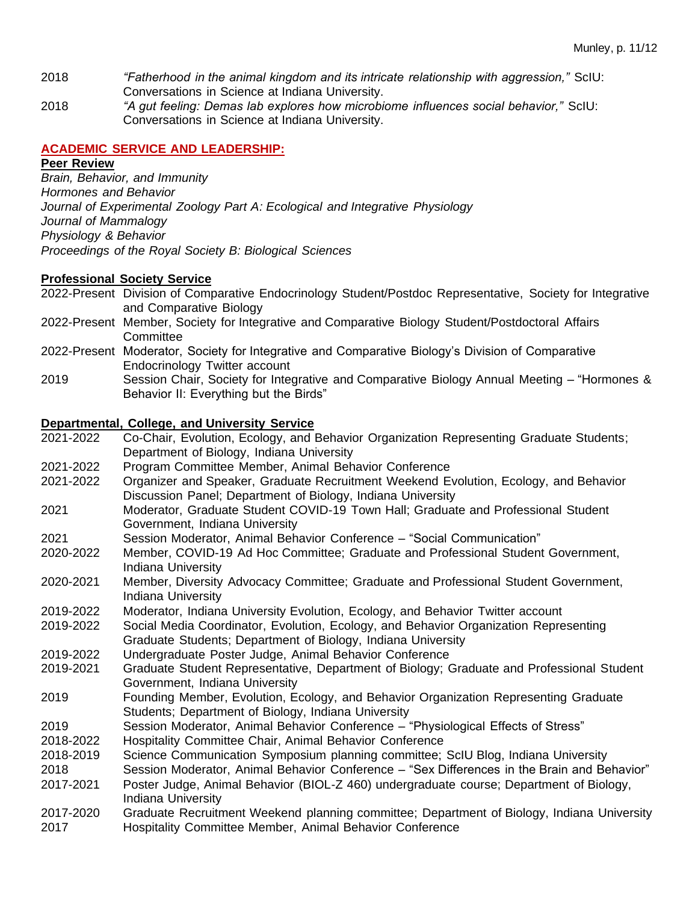2018 *"Fatherhood in the animal kingdom and its intricate relationship with aggression,"* SciU: Conversations in Science at Indiana University.

2018 *"A gut feeling: Demas lab explores how microbiome influences social behavior,"* SciU: Conversations in Science at Indiana University.

## ACADEMIC SERVICE AND LEADERSHIP:

### Peer Review

*Brain, Behavior, and Immunity*
*Hormones and Behavior*
*Journal of Experimental Zoology Part A: Ecological and Integrative Physiology*
*Journal of Mammalogy*
*Physiology & Behavior*
*Proceedings of the Royal Society B: Biological Sciences*

### Professional Society Service

2022-Present Division of Comparative Endocrinology Student/Postdoc Representative, Society for Integrative and Comparative Biology

2022-Present Member, Society for Integrative and Comparative Biology Student/Postdoctoral Affairs Committee

2022-Present Moderator, Society for Integrative and Comparative Biology's Division of Comparative Endocrinology Twitter account

2019 Session Chair, Society for Integrative and Comparative Biology Annual Meeting – "Hormones & Behavior II: Everything but the Birds"

### Departmental, College, and University Service

2021-2022 Co-Chair, Evolution, Ecology, and Behavior Organization Representing Graduate Students; Department of Biology, Indiana University

2021-2022 Program Committee Member, Animal Behavior Conference

2021-2022 Organizer and Speaker, Graduate Recruitment Weekend Evolution, Ecology, and Behavior Discussion Panel; Department of Biology, Indiana University

2021 Moderator, Graduate Student COVID-19 Town Hall; Graduate and Professional Student Government, Indiana University

2021 Session Moderator, Animal Behavior Conference – "Social Communication"

2020-2022 Member, COVID-19 Ad Hoc Committee; Graduate and Professional Student Government, Indiana University

2020-2021 Member, Diversity Advocacy Committee; Graduate and Professional Student Government, Indiana University

2019-2022 Moderator, Indiana University Evolution, Ecology, and Behavior Twitter account

2019-2022 Social Media Coordinator, Evolution, Ecology, and Behavior Organization Representing Graduate Students; Department of Biology, Indiana University

2019-2022 Undergraduate Poster Judge, Animal Behavior Conference

2019-2021 Graduate Student Representative, Department of Biology; Graduate and Professional Student Government, Indiana University

2019 Founding Member, Evolution, Ecology, and Behavior Organization Representing Graduate Students; Department of Biology, Indiana University

2019 Session Moderator, Animal Behavior Conference – "Physiological Effects of Stress"

2018-2022 Hospitality Committee Chair, Animal Behavior Conference

2018-2019 Science Communication Symposium planning committee; SciU Blog, Indiana University

2018 Session Moderator, Animal Behavior Conference – "Sex Differences in the Brain and Behavior"

2017-2021 Poster Judge, Animal Behavior (BIOL-Z 460) undergraduate course; Department of Biology, Indiana University

2017-2020 Graduate Recruitment Weekend planning committee; Department of Biology, Indiana University

2017 Hospitality Committee Member, Animal Behavior Conference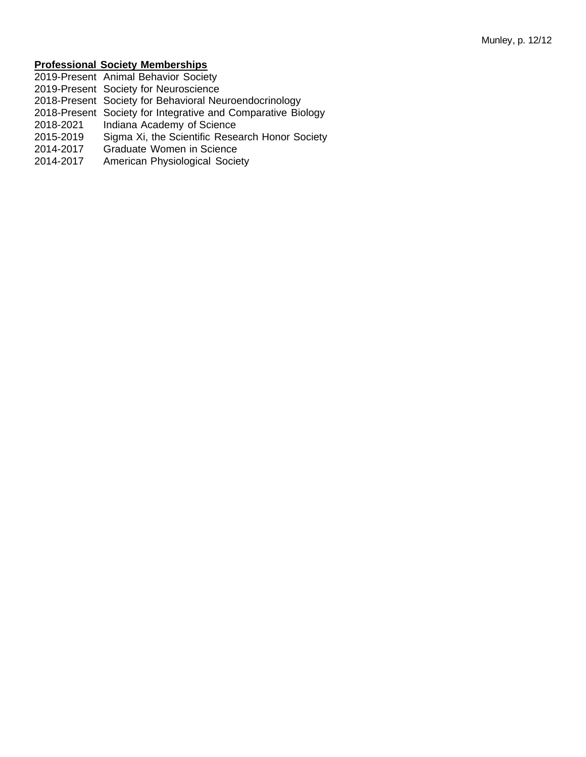**Professional Society Memberships**

2019-Present Animal Behavior Society
2019-Present Society for Neuroscience
2018-Present Society for Behavioral Neuroendocrinology
2018-Present Society for Integrative and Comparative Biology
2018-2021 Indiana Academy of Science
2015-2019 Sigma Xi, the Scientific Research Honor Society
2014-2017 Graduate Women in Science
2014-2017 American Physiological Society